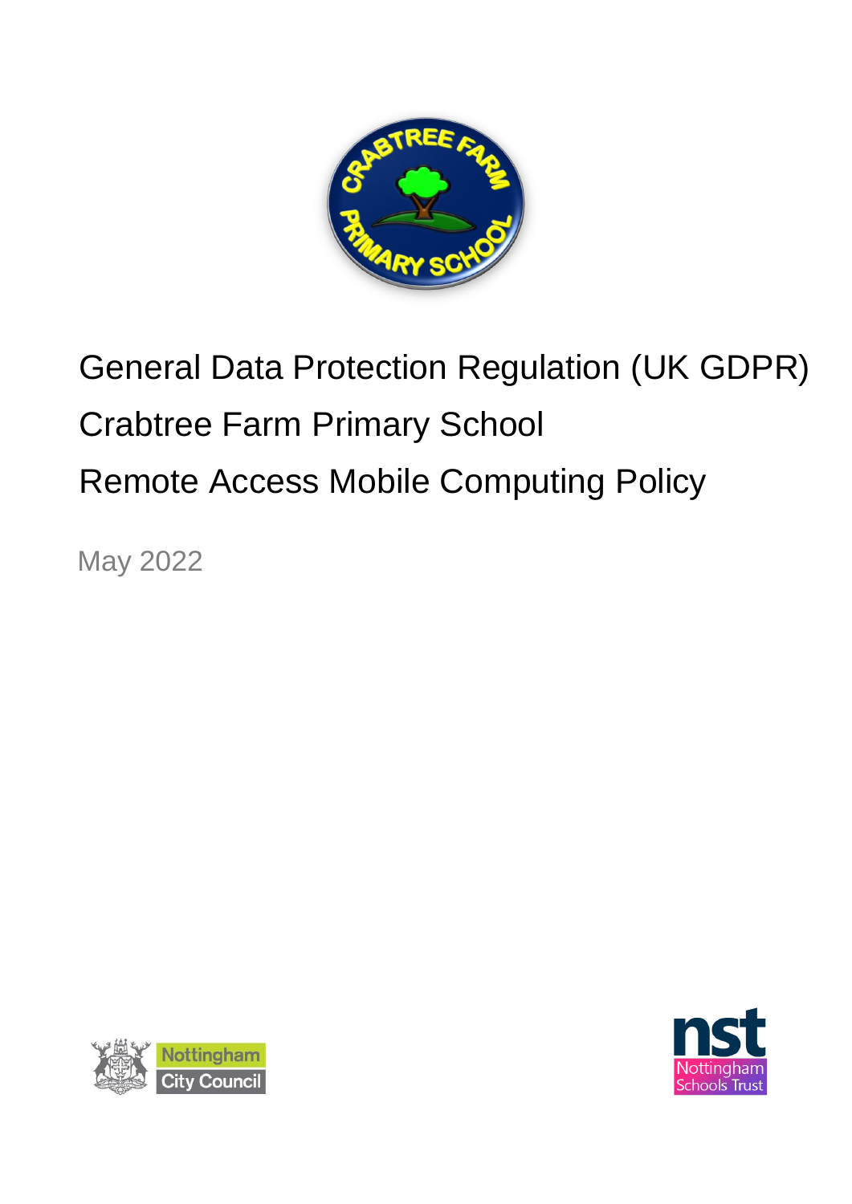# General Data Protection Regulation (UK GDPR)

# Crabtree Farm Primary School

# Remote Access Mobile Computing Policy

May 2022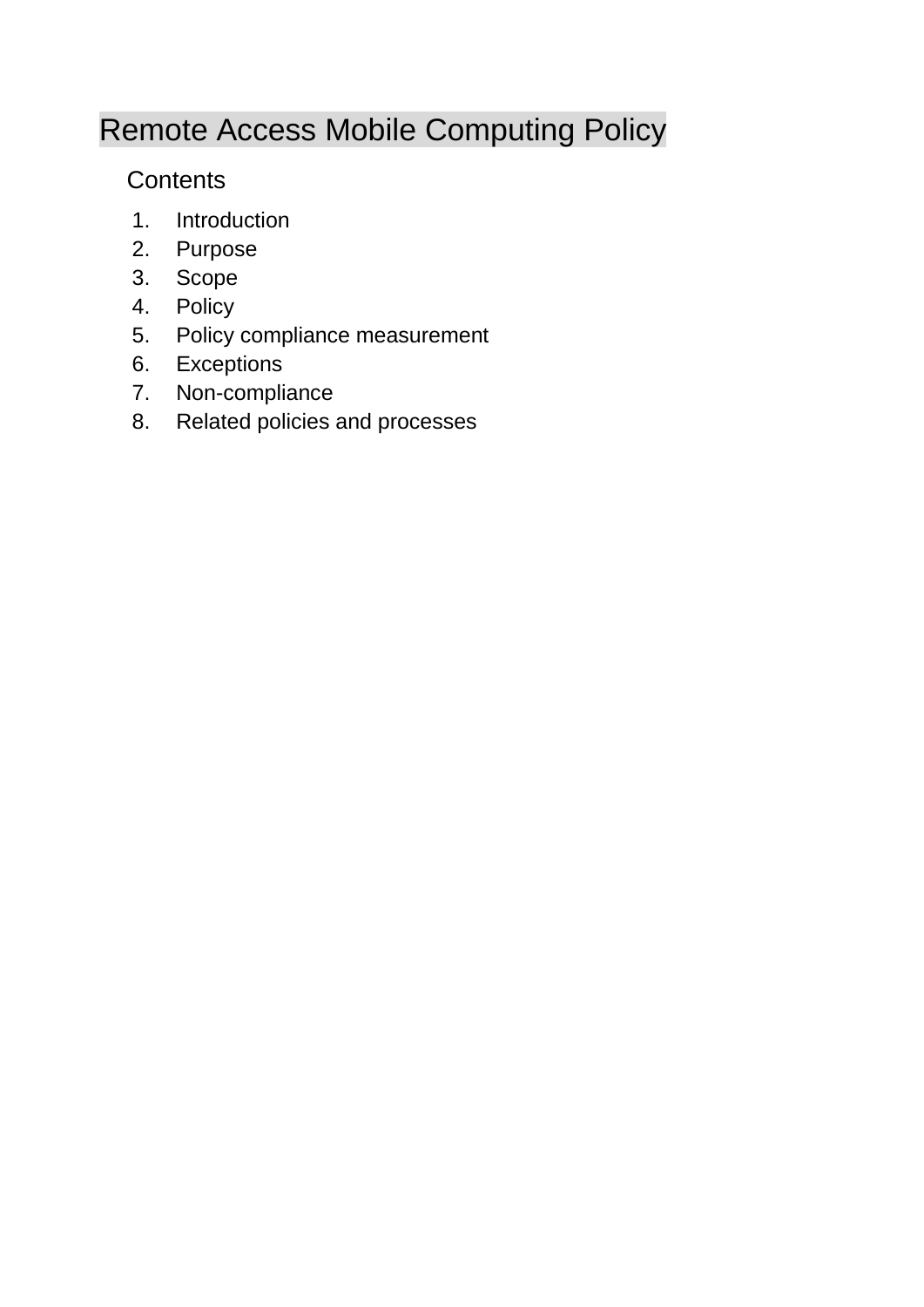# Remote Access Mobile Computing Policy

## Contents

1. Introduction
2. Purpose
3. Scope
4. Policy
5. Policy compliance measurement
6. Exceptions
7. Non-compliance
8. Related policies and processes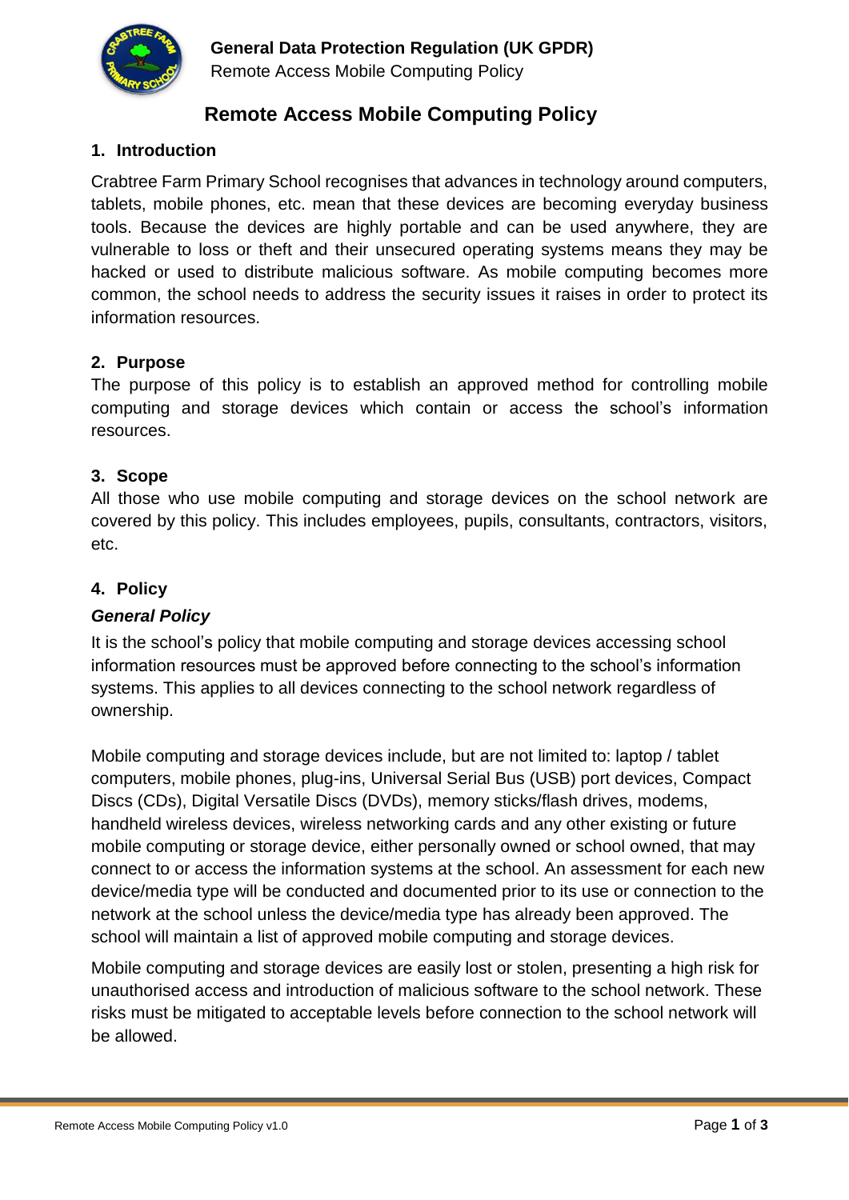# Remote Access Mobile Computing Policy

## 1. Introduction

Crabtree Farm Primary School recognises that advances in technology around computers, tablets, mobile phones, etc. mean that these devices are becoming everyday business tools. Because the devices are highly portable and can be used anywhere, they are vulnerable to loss or theft and their unsecured operating systems means they may be hacked or used to distribute malicious software. As mobile computing becomes more common, the school needs to address the security issues it raises in order to protect its information resources.

## 2. Purpose

The purpose of this policy is to establish an approved method for controlling mobile computing and storage devices which contain or access the school's information resources.

## 3. Scope

All those who use mobile computing and storage devices on the school network are covered by this policy. This includes employees, pupils, consultants, contractors, visitors, etc.

## 4. Policy

### *General Policy*

It is the school's policy that mobile computing and storage devices accessing school information resources must be approved before connecting to the school's information systems. This applies to all devices connecting to the school network regardless of ownership.

Mobile computing and storage devices include, but are not limited to: laptop / tablet computers, mobile phones, plug-ins, Universal Serial Bus (USB) port devices, Compact Discs (CDs), Digital Versatile Discs (DVDs), memory sticks/flash drives, modems, handheld wireless devices, wireless networking cards and any other existing or future mobile computing or storage device, either personally owned or school owned, that may connect to or access the information systems at the school. An assessment for each new device/media type will be conducted and documented prior to its use or connection to the network at the school unless the device/media type has already been approved. The school will maintain a list of approved mobile computing and storage devices.

Mobile computing and storage devices are easily lost or stolen, presenting a high risk for unauthorised access and introduction of malicious software to the school network. These risks must be mitigated to acceptable levels before connection to the school network will be allowed.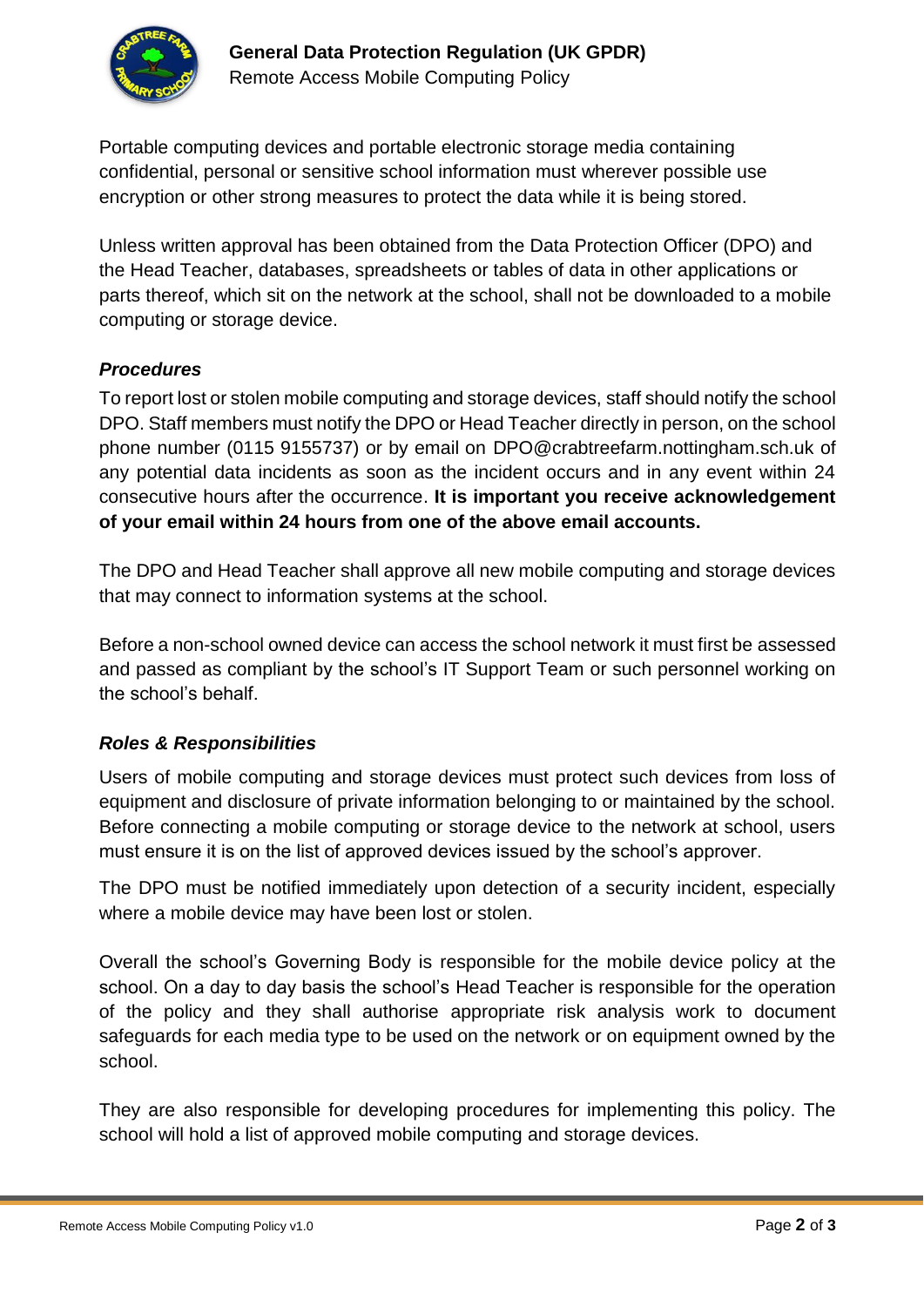Portable computing devices and portable electronic storage media containing confidential, personal or sensitive school information must wherever possible use encryption or other strong measures to protect the data while it is being stored.

Unless written approval has been obtained from the Data Protection Officer (DPO) and the Head Teacher, databases, spreadsheets or tables of data in other applications or parts thereof, which sit on the network at the school, shall not be downloaded to a mobile computing or storage device.

### *Procedures*

To report lost or stolen mobile computing and storage devices, staff should notify the school DPO. Staff members must notify the DPO or Head Teacher directly in person, on the school phone number (0115 9155737) or by email on DPO@crabtreefarm.nottingham.sch.uk of any potential data incidents as soon as the incident occurs and in any event within 24 consecutive hours after the occurrence. **It is important you receive acknowledgement of your email within 24 hours from one of the above email accounts.**

The DPO and Head Teacher shall approve all new mobile computing and storage devices that may connect to information systems at the school.

Before a non-school owned device can access the school network it must first be assessed and passed as compliant by the school's IT Support Team or such personnel working on the school's behalf.

### *Roles & Responsibilities*

Users of mobile computing and storage devices must protect such devices from loss of equipment and disclosure of private information belonging to or maintained by the school. Before connecting a mobile computing or storage device to the network at school, users must ensure it is on the list of approved devices issued by the school's approver.

The DPO must be notified immediately upon detection of a security incident, especially where a mobile device may have been lost or stolen.

Overall the school's Governing Body is responsible for the mobile device policy at the school. On a day to day basis the school's Head Teacher is responsible for the operation of the policy and they shall authorise appropriate risk analysis work to document safeguards for each media type to be used on the network or on equipment owned by the school.

They are also responsible for developing procedures for implementing this policy. The school will hold a list of approved mobile computing and storage devices.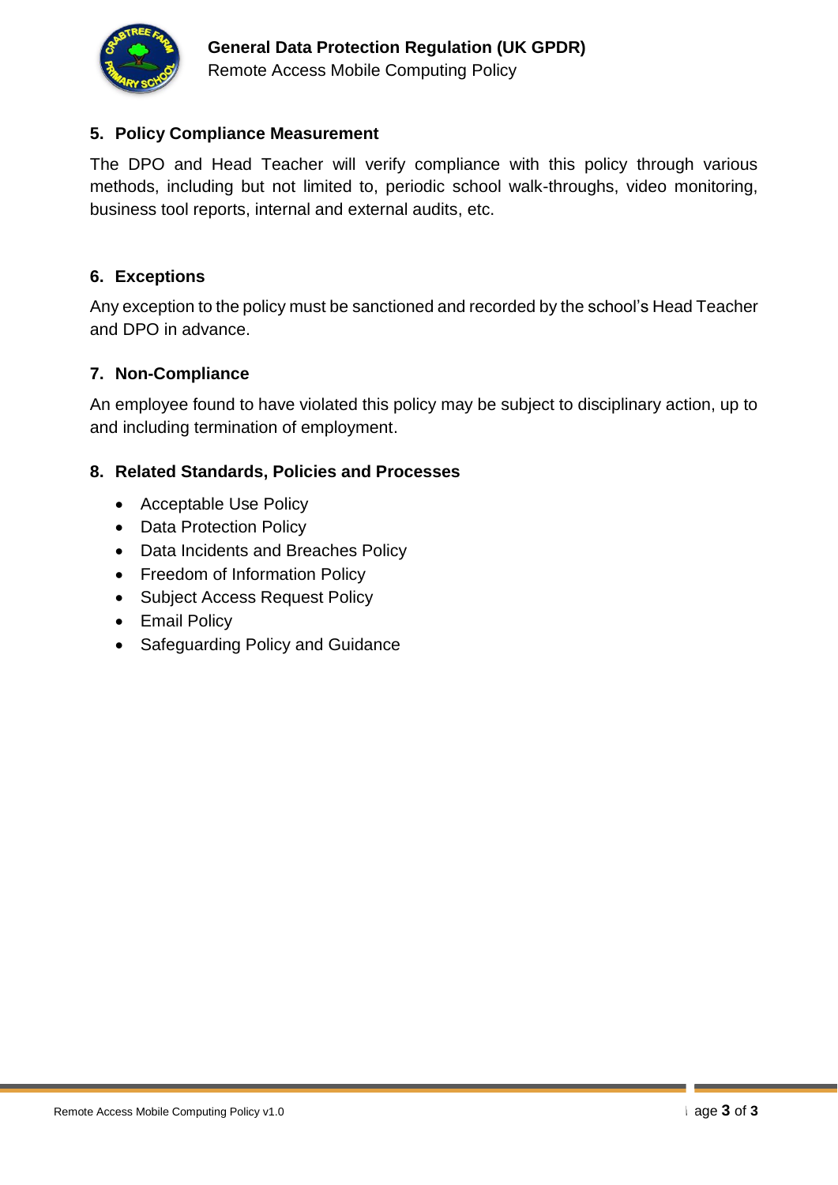## 5. Policy Compliance Measurement

The DPO and Head Teacher will verify compliance with this policy through various methods, including but not limited to, periodic school walk-throughs, video monitoring, business tool reports, internal and external audits, etc.

## 6. Exceptions

Any exception to the policy must be sanctioned and recorded by the school's Head Teacher and DPO in advance.

## 7. Non-Compliance

An employee found to have violated this policy may be subject to disciplinary action, up to and including termination of employment.

## 8. Related Standards, Policies and Processes

- Acceptable Use Policy
- Data Protection Policy
- Data Incidents and Breaches Policy
- Freedom of Information Policy
- Subject Access Request Policy
- Email Policy
- Safeguarding Policy and Guidance